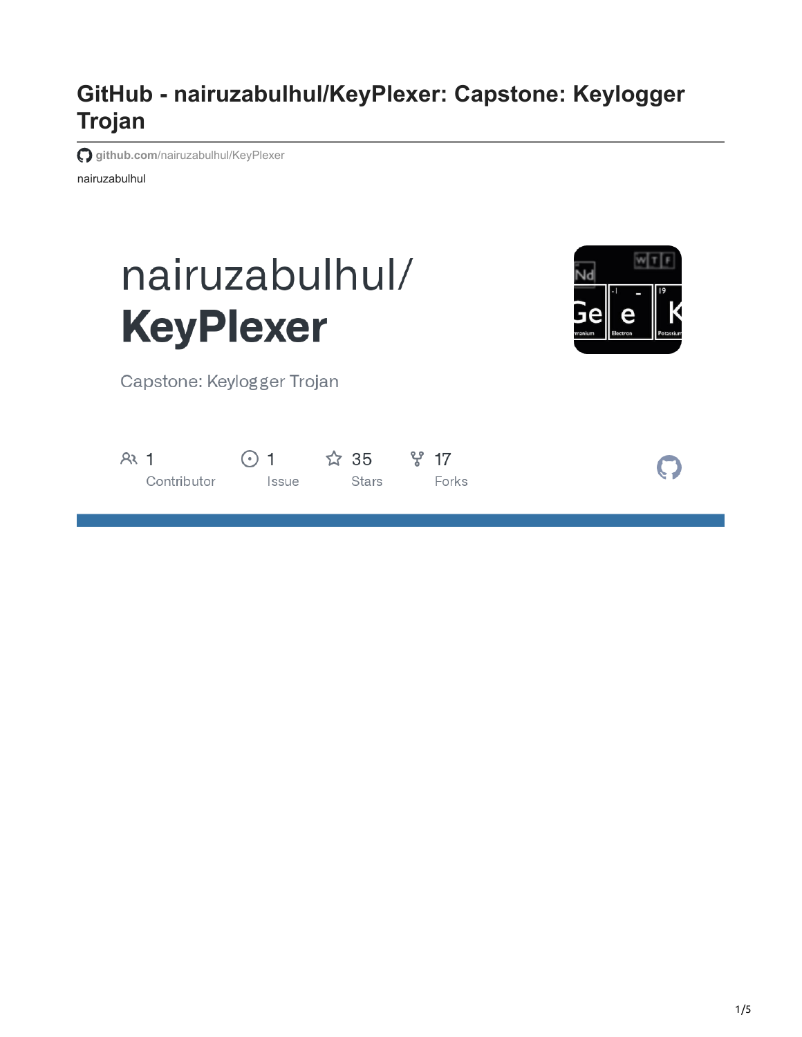# GitHub - nairuzabulhul/KeyPlexer: Capstone: Keylogger Trojan

github.com/nairuzabulhul/KeyPlexer

nairuzabulhul

nairuzabulhul/
**KeyPlexer**

Capstone: Keylogger Trojan

1 Contributor

1 Issue

35 Stars

17 Forks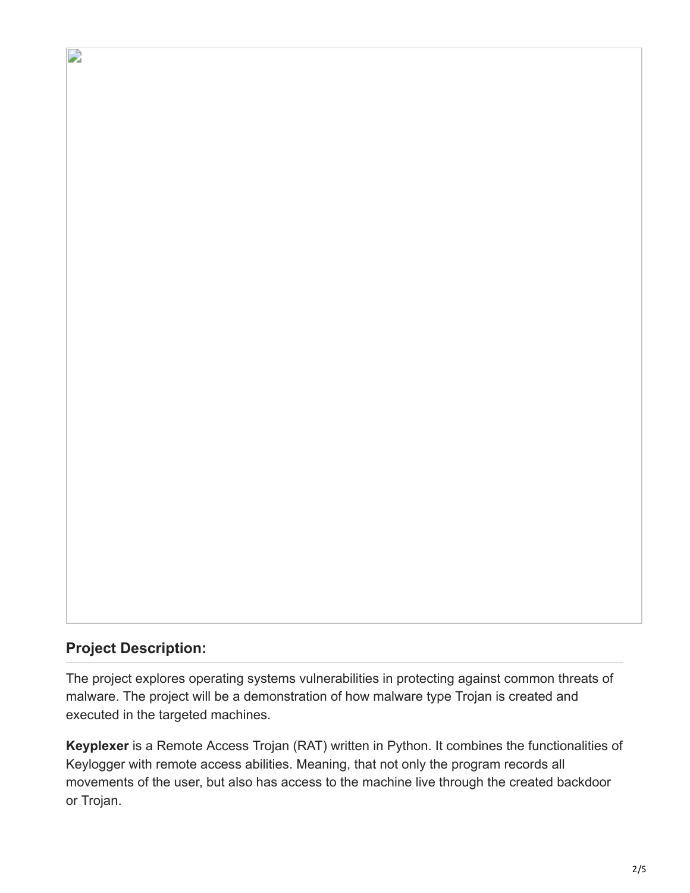## Project Description:

The project explores operating systems vulnerabilities in protecting against common threats of malware. The project will be a demonstration of how malware type Trojan is created and executed in the targeted machines.

**Keyplexer** is a Remote Access Trojan (RAT) written in Python. It combines the functionalities of Keylogger with remote access abilities. Meaning, that not only the program records all movements of the user, but also has access to the machine live through the created backdoor or Trojan.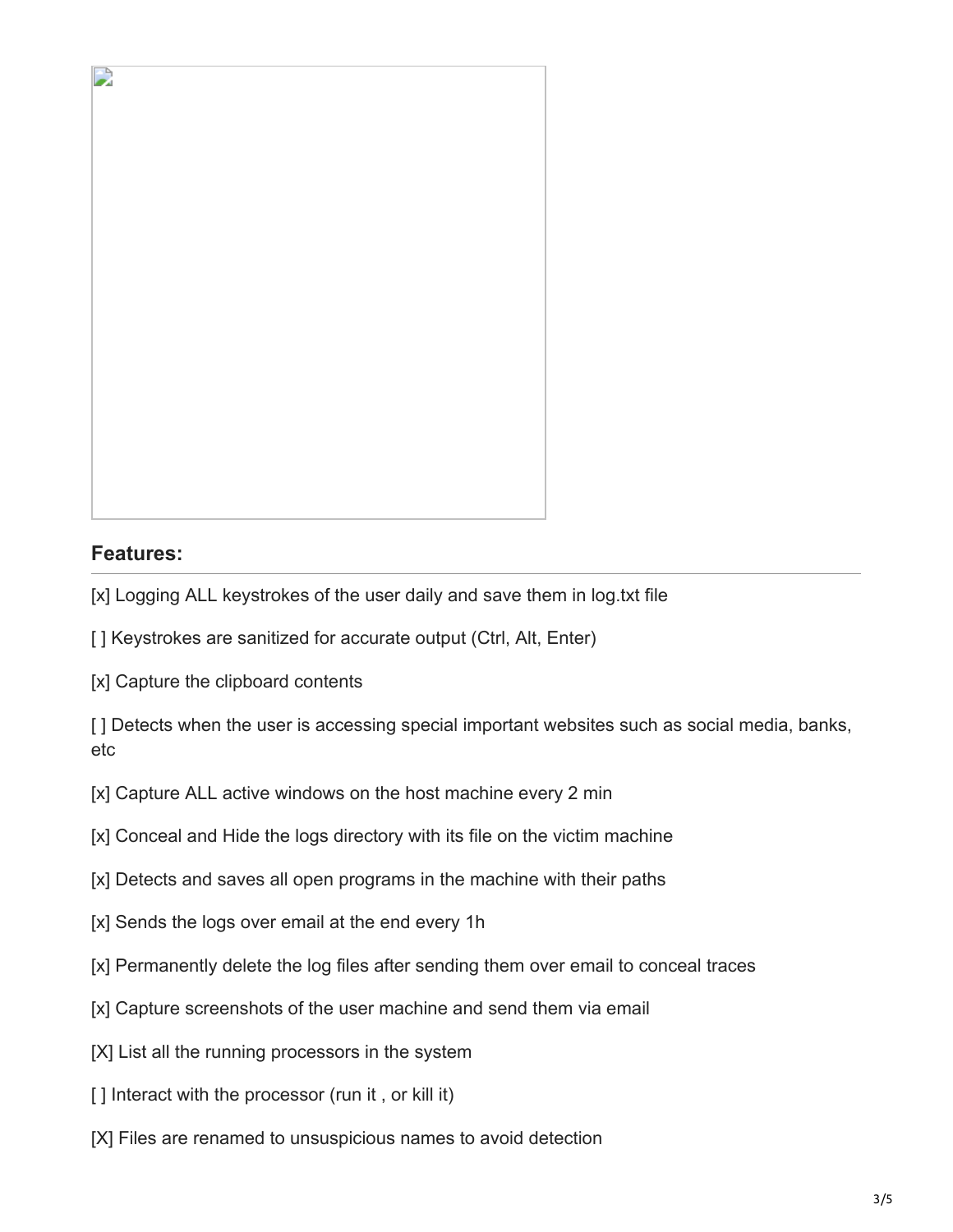## Features:

[x] Logging ALL keystrokes of the user daily and save them in log.txt file

[ ] Keystrokes are sanitized for accurate output (Ctrl, Alt, Enter)

[x] Capture the clipboard contents

[ ] Detects when the user is accessing special important websites such as social media, banks, etc

[x] Capture ALL active windows on the host machine every 2 min

[x] Conceal and Hide the logs directory with its file on the victim machine

[x] Detects and saves all open programs in the machine with their paths

[x] Sends the logs over email at the end every 1h

[x] Permanently delete the log files after sending them over email to conceal traces

[x] Capture screenshots of the user machine and send them via email

[X] List all the running processors in the system

[ ] Interact with the processor (run it , or kill it)

[X] Files are renamed to unsuspicious names to avoid detection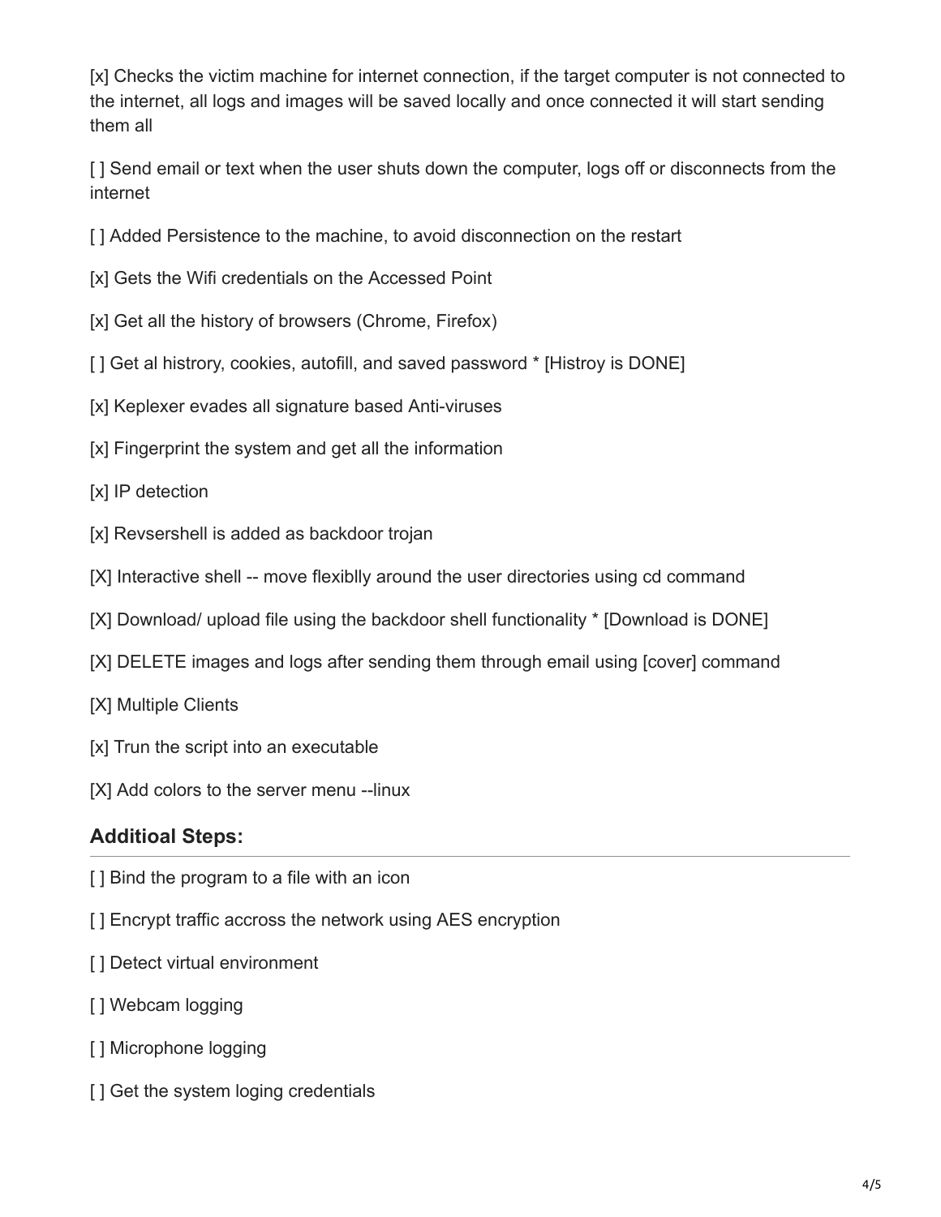[x] Checks the victim machine for internet connection, if the target computer is not connected to the internet, all logs and images will be saved locally and once connected it will start sending them all

[ ] Send email or text when the user shuts down the computer, logs off or disconnects from the internet

[ ] Added Persistence to the machine, to avoid disconnection on the restart

[x] Gets the Wifi credentials on the Accessed Point

[x] Get all the history of browsers (Chrome, Firefox)

[ ] Get al histrory, cookies, autofill, and saved password * [Histroy is DONE]

[x] Keplexer evades all signature based Anti-viruses

[x] Fingerprint the system and get all the information

[x] IP detection

[x] Revsershell is added as backdoor trojan

[X] Interactive shell -- move flexiblly around the user directories using cd command

[X] Download/ upload file using the backdoor shell functionality * [Download is DONE]

[X] DELETE images and logs after sending them through email using [cover] command

[X] Multiple Clients

[x] Trun the script into an executable

[X] Add colors to the server menu --linux

### Additioal Steps:

[ ] Bind the program to a file with an icon

[ ] Encrypt traffic accross the network using AES encryption

[ ] Detect virtual environment

[ ] Webcam logging

[ ] Microphone logging

[ ] Get the system loging credentials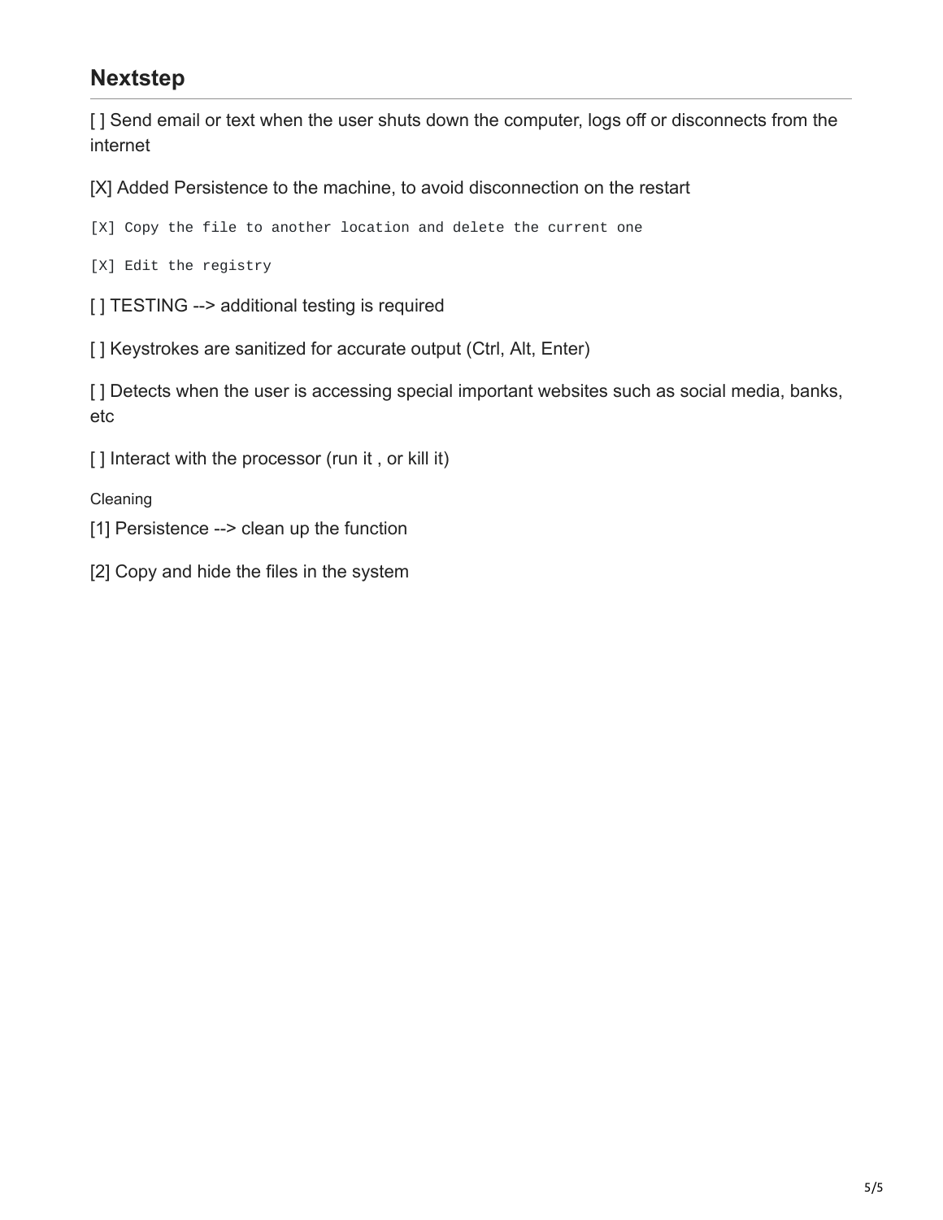## Nextstep

[ ] Send email or text when the user shuts down the computer, logs off or disconnects from the internet

[X] Added Persistence to the machine, to avoid disconnection on the restart

```
[X] Copy the file to another location and delete the current one
```

```
[X] Edit the registry
```

[ ] TESTING --> additional testing is required

[ ] Keystrokes are sanitized for accurate output (Ctrl, Alt, Enter)

[ ] Detects when the user is accessing special important websites such as social media, banks, etc

[ ] Interact with the processor (run it , or kill it)

Cleaning

[1] Persistence --> clean up the function

[2] Copy and hide the files in the system